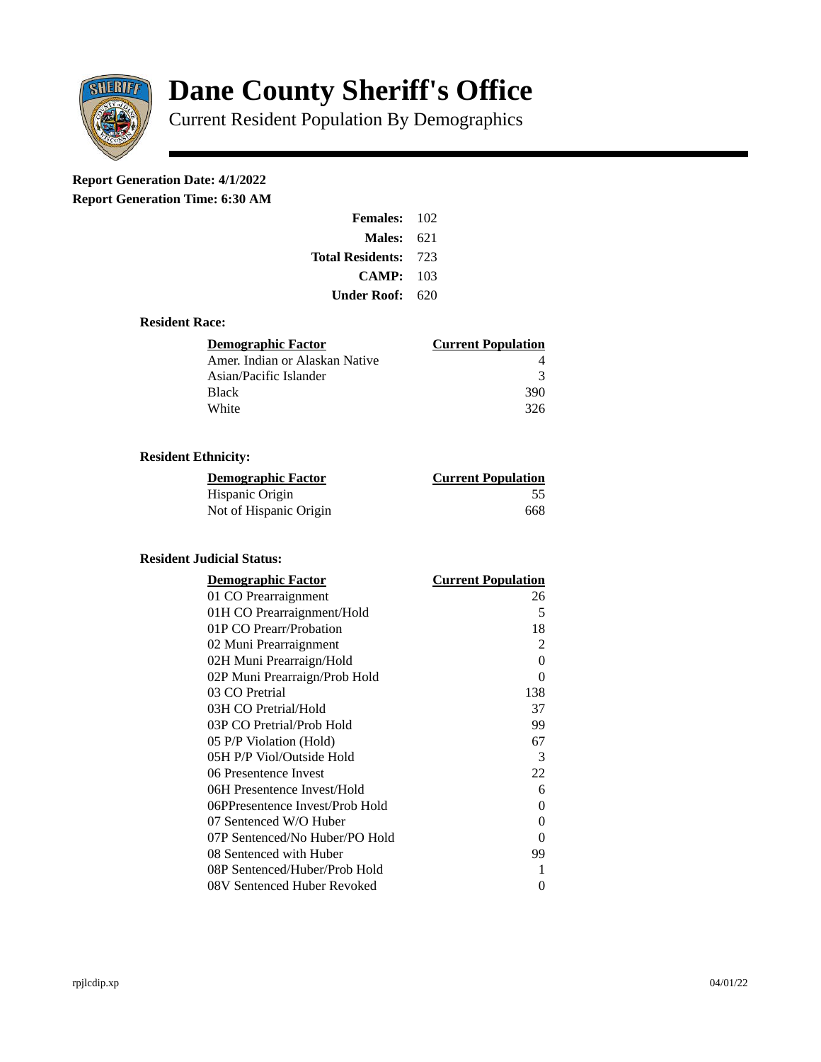# Dane County Sheriff's Office

Current Resident Population By Demographics

**Report Generation Date: 4/1/2022**

**Report Generation Time: 6:30 AM**

| | |
|---|---|
| **Females:** | 102 |
| **Males:** | 621 |
| **Total Residents:** | 723 |
| **CAMP:** | 103 |
| **Under Roof:** | 620 |

### Resident Race:

| Demographic Factor | Current Population |
|---|---|
| Amer. Indian or Alaskan Native | 4 |
| Asian/Pacific Islander | 3 |
| Black | 390 |
| White | 326 |

### Resident Ethnicity:

| Demographic Factor | Current Population |
|---|---|
| Hispanic Origin | 55 |
| Not of Hispanic Origin | 668 |

### Resident Judicial Status:

| Demographic Factor | Current Population |
|---|---|
| 01 CO Prearraignment | 26 |
| 01H CO Prearraignment/Hold | 5 |
| 01P CO Prearr/Probation | 18 |
| 02 Muni Prearraignment | 2 |
| 02H Muni Prearraign/Hold | 0 |
| 02P Muni Prearraign/Prob Hold | 0 |
| 03 CO Pretrial | 138 |
| 03H CO Pretrial/Hold | 37 |
| 03P CO Pretrial/Prob Hold | 99 |
| 05 P/P Violation (Hold) | 67 |
| 05H P/P Viol/Outside Hold | 3 |
| 06 Presentence Invest | 22 |
| 06H Presentence Invest/Hold | 6 |
| 06PPresentence Invest/Prob Hold | 0 |
| 07 Sentenced W/O Huber | 0 |
| 07P Sentenced/No Huber/PO Hold | 0 |
| 08 Sentenced with Huber | 99 |
| 08P Sentenced/Huber/Prob Hold | 1 |
| 08V Sentenced Huber Revoked | 0 |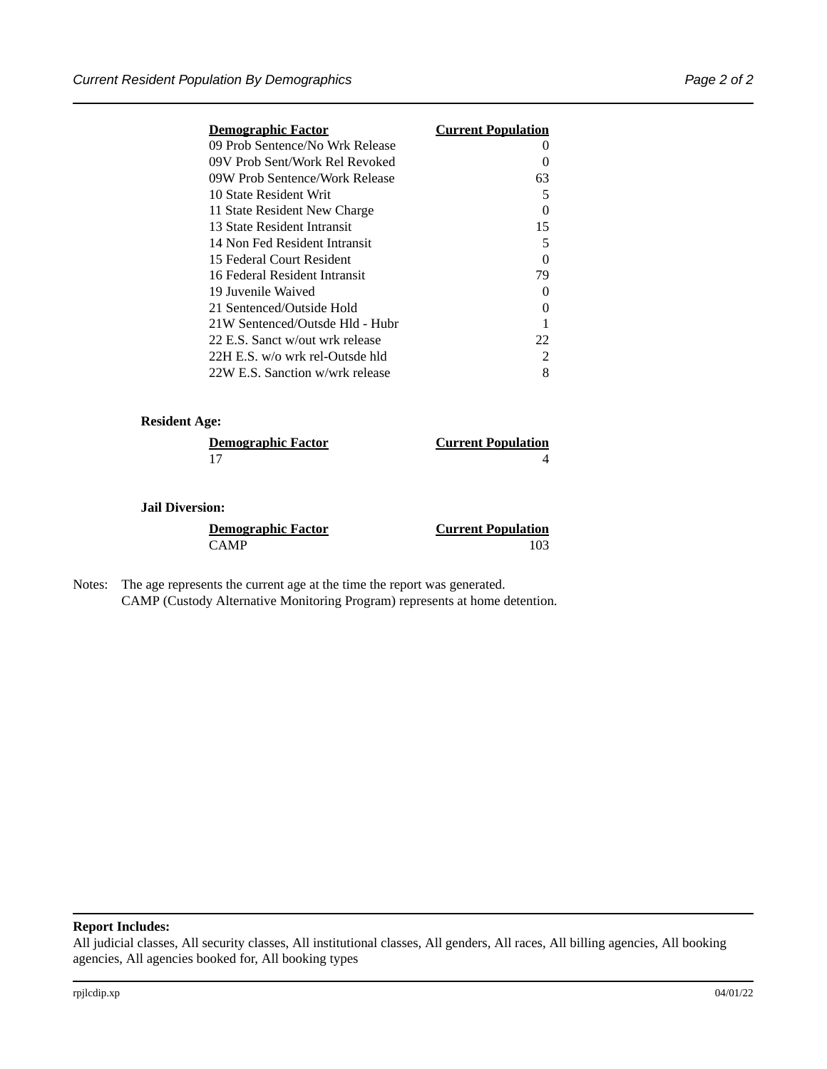| Demographic Factor | Current Population |
|---|---|
| 09 Prob Sentence/No Wrk Release | 0 |
| 09V Prob Sent/Work Rel Revoked | 0 |
| 09W Prob Sentence/Work Release | 63 |
| 10 State Resident Writ | 5 |
| 11 State Resident New Charge | 0 |
| 13 State Resident Intransit | 15 |
| 14 Non Fed Resident Intransit | 5 |
| 15 Federal Court Resident | 0 |
| 16 Federal Resident Intransit | 79 |
| 19 Juvenile Waived | 0 |
| 21 Sentenced/Outside Hold | 0 |
| 21W Sentenced/Outsde Hld - Hubr | 1 |
| 22 E.S. Sanct w/out wrk release | 22 |
| 22H E.S. w/o wrk rel-Outsde hld | 2 |
| 22W E.S. Sanction w/wrk release | 8 |

**Resident Age:**

| Demographic Factor | Current Population |
|---|---|
| 17 | 4 |

**Jail Diversion:**

| Demographic Factor | Current Population |
|---|---|
| CAMP | 103 |

Notes: The age represents the current age at the time the report was generated.
CAMP (Custody Alternative Monitoring Program) represents at home detention.

**Report Includes:**

All judicial classes, All security classes, All institutional classes, All genders, All races, All billing agencies, All booking agencies, All agencies booked for, All booking types

rpjlcdip.xp 04/01/22